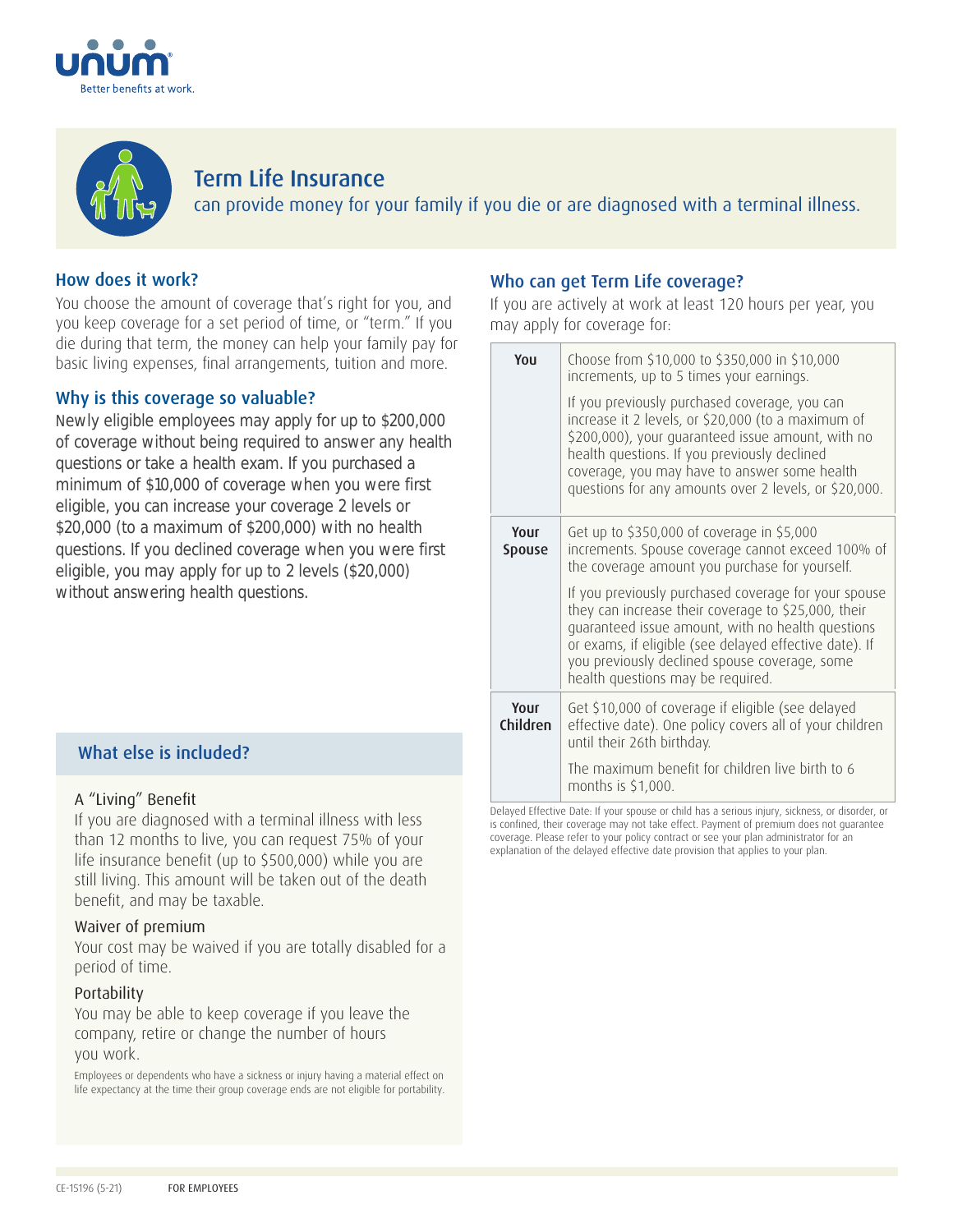unum

Better benefits at work.

# Term Life Insurance

can provide money for your family if you die or are diagnosed with a terminal illness.

## How does it work?

You choose the amount of coverage that's right for you, and you keep coverage for a set period of time, or "term." If you die during that term, the money can help your family pay for basic living expenses, final arrangements, tuition and more.

## Why is this coverage so valuable?

Newly eligible employees may apply for up to $200,000 of coverage without being required to answer any health questions or take a health exam. If you purchased a minimum of $10,000 of coverage when you were first eligible, you can increase your coverage 2 levels or $20,000 (to a maximum of $200,000) with no health questions. If you declined coverage when you were first eligible, you may apply for up to 2 levels ($20,000) without answering health questions.

## What else is included?

### A "Living" Benefit

If you are diagnosed with a terminal illness with less than 12 months to live, you can request 75% of your life insurance benefit (up to $500,000) while you are still living. This amount will be taken out of the death benefit, and may be taxable.

### Waiver of premium

Your cost may be waived if you are totally disabled for a period of time.

### Portability

You may be able to keep coverage if you leave the company, retire or change the number of hours you work.

Employees or dependents who have a sickness or injury having a material effect on life expectancy at the time their group coverage ends are not eligible for portability.

## Who can get Term Life coverage?

If you are actively at work at least 120 hours per year, you may apply for coverage for:

| | |
|---|---|
| **You** | Choose from $10,000 to $350,000 in $10,000 increments, up to 5 times your earnings.<br><br>If you previously purchased coverage, you can increase it 2 levels, or $20,000 (to a maximum of $200,000), your guaranteed issue amount, with no health questions. If you previously declined coverage, you may have to answer some health questions for any amounts over 2 levels, or $20,000. |
| **Your Spouse** | Get up to $350,000 of coverage in $5,000 increments. Spouse coverage cannot exceed 100% of the coverage amount you purchase for yourself.<br><br>If you previously purchased coverage for your spouse they can increase their coverage to $25,000, their guaranteed issue amount, with no health questions or exams, if eligible (see delayed effective date). If you previously declined spouse coverage, some health questions may be required. |
| **Your Children** | Get $10,000 of coverage if eligible (see delayed effective date). One policy covers all of your children until their 26th birthday.<br><br>The maximum benefit for children live birth to 6 months is $1,000. |

Delayed Effective Date: If your spouse or child has a serious injury, sickness, or disorder, or is confined, their coverage may not take effect. Payment of premium does not guarantee coverage. Please refer to your policy contract or see your plan administrator for an explanation of the delayed effective date provision that applies to your plan.

CE-15196 (5-21) FOR EMPLOYEES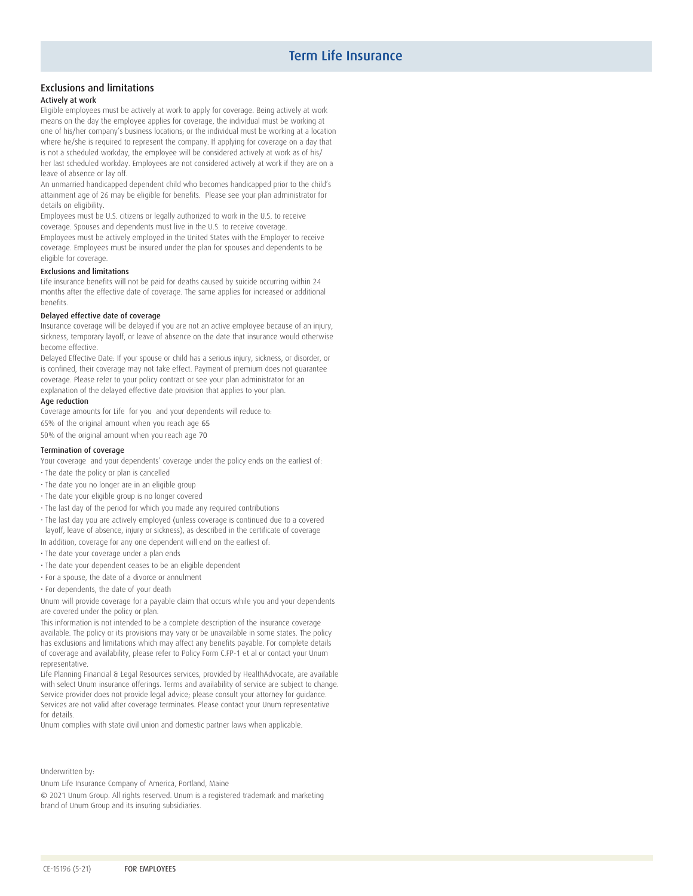# Term Life Insurance

## Exclusions and limitations

### Actively at work

Eligible employees must be actively at work to apply for coverage. Being actively at work means on the day the employee applies for coverage, the individual must be working at one of his/her company's business locations; or the individual must be working at a location where he/she is required to represent the company. If applying for coverage on a day that is not a scheduled workday, the employee will be considered actively at work as of his/her last scheduled workday. Employees are not considered actively at work if they are on a leave of absence or lay off.

An unmarried handicapped dependent child who becomes handicapped prior to the child's attainment age of 26 may be eligible for benefits. Please see your plan administrator for details on eligibility.

Employees must be U.S. citizens or legally authorized to work in the U.S. to receive coverage. Spouses and dependents must live in the U.S. to receive coverage.

Employees must be actively employed in the United States with the Employer to receive coverage. Employees must be insured under the plan for spouses and dependents to be eligible for coverage.

### Exclusions and limitations

Life insurance benefits will not be paid for deaths caused by suicide occurring within 24 months after the effective date of coverage. The same applies for increased or additional benefits.

### Delayed effective date of coverage

Insurance coverage will be delayed if you are not an active employee because of an injury, sickness, temporary layoff, or leave of absence on the date that insurance would otherwise become effective.

Delayed Effective Date: If your spouse or child has a serious injury, sickness, or disorder, or is confined, their coverage may not take effect. Payment of premium does not guarantee coverage. Please refer to your policy contract or see your plan administrator for an explanation of the delayed effective date provision that applies to your plan.

### Age reduction

Coverage amounts for Life for you and your dependents will reduce to:

65% of the original amount when you reach age 65

50% of the original amount when you reach age 70

### Termination of coverage

Your coverage and your dependents' coverage under the policy ends on the earliest of:

- The date the policy or plan is cancelled
- The date you no longer are in an eligible group
- The date your eligible group is no longer covered
- The last day of the period for which you made any required contributions
- The last day you are actively employed (unless coverage is continued due to a covered layoff, leave of absence, injury or sickness), as described in the certificate of coverage

In addition, coverage for any one dependent will end on the earliest of:

- The date your coverage under a plan ends
- The date your dependent ceases to be an eligible dependent
- For a spouse, the date of a divorce or annulment
- For dependents, the date of your death

Unum will provide coverage for a payable claim that occurs while you and your dependents are covered under the policy or plan.

This information is not intended to be a complete description of the insurance coverage available. The policy or its provisions may vary or be unavailable in some states. The policy has exclusions and limitations which may affect any benefits payable. For complete details of coverage and availability, please refer to Policy Form C.FP-1 et al or contact your Unum representative.

Life Planning Financial & Legal Resources services, provided by HealthAdvocate, are available with select Unum insurance offerings. Terms and availability of service are subject to change. Service provider does not provide legal advice; please consult your attorney for guidance. Services are not valid after coverage terminates. Please contact your Unum representative for details.

Unum complies with state civil union and domestic partner laws when applicable.

Underwritten by:

Unum Life Insurance Company of America, Portland, Maine

© 2021 Unum Group. All rights reserved. Unum is a registered trademark and marketing brand of Unum Group and its insuring subsidiaries.

CE-15196 (5-21) FOR EMPLOYEES